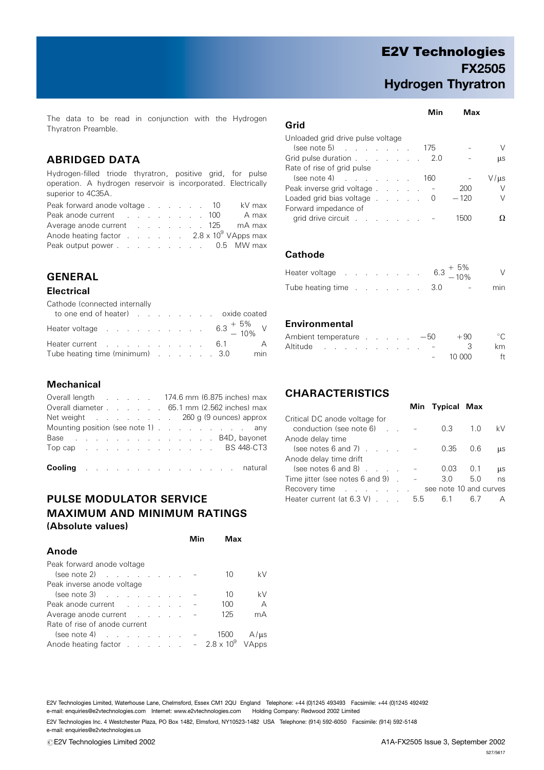# E2V Technologies
# FX2505
# Hydrogen Thyratron

The data to be read in conjunction with the Hydrogen Thyratron Preamble.

## ABRIDGED DATA

Hydrogen-filled triode thyratron, positive grid, for pulse operation. A hydrogen reservoir is incorporated. Electrically superior to 4C35A.

| | | |
|---|---|---|
| Peak forward anode voltage | 10 | kV max |
| Peak anode current | 100 | A max |
| Average anode current | 125 | mA max |
| Anode heating factor | $2.8 \times 10^9$ | VApps max |
| Peak output power | 0.5 | MW max |

## GENERAL

### Electrical

| | | |
|---|---|---|
| Cathode (connected internally to one end of heater) | oxide coated | |
| Heater voltage | $6.3\ ^{+5\%}_{-10\%}$ | V |
| Heater current | 6.1 | A |
| Tube heating time (minimum) | 3.0 | min |

### Mechanical

| | |
|---|---|
| Overall length | 174.6 mm (6.875 inches) max |
| Overall diameter | 65.1 mm (2.562 inches) max |
| Net weight | 260 g (9 ounces) approx |
| Mounting position (see note 1) | any |
| Base | B4D, bayonet |
| Top cap | BS 448-CT3 |

**Cooling** . . . . . natural

## PULSE MODULATOR SERVICE MAXIMUM AND MINIMUM RATINGS
### (Absolute values)

| | Min | Max | |
|---|---|---|---|
| **Anode** | | | |
| Peak forward anode voltage (see note 2) | – | 10 | kV |
| Peak inverse anode voltage (see note 3) | – | 10 | kV |
| Peak anode current | – | 100 | A |
| Average anode current | – | 125 | mA |
| Rate of rise of anode current (see note 4) | – | 1500 | A/μs |
| Anode heating factor | – | $2.8 \times 10^9$ | VApps |
| **Grid** | | | |
| Unloaded grid drive pulse voltage (see note 5) | 175 | – | V |
| Grid pulse duration | 2.0 | – | μs |
| Rate of rise of grid pulse (see note 4) | 160 | – | V/μs |
| Peak inverse grid voltage | – | 200 | V |
| Loaded grid bias voltage | 0 | −120 | V |
| Forward impedance of grid drive circuit | – | 1500 | Ω |
| **Cathode** | | | |
| Heater voltage | $6.3\ ^{+5\%}_{-10\%}$ | | V |
| Tube heating time | 3.0 | – | min |
| **Environmental** | | | |
| Ambient temperature | −50 | +90 | °C |
| Altitude | – | 3 | km |
| | – | 10 000 | ft |

## CHARACTERISTICS

| | Min | Typical | Max | |
|---|---|---|---|---|
| Critical DC anode voltage for conduction (see note 6) | – | 0.3 | 1.0 | kV |
| Anode delay time (see notes 6 and 7) | – | 0.35 | 0.6 | μs |
| Anode delay time drift (see notes 6 and 8) | – | 0.03 | 0.1 | μs |
| Time jitter (see notes 6 and 9) | – | 3.0 | 5.0 | ns |
| Recovery time | see note 10 and curves | | | |
| Heater current (at 6.3 V) | 5.5 | 6.1 | 6.7 | A |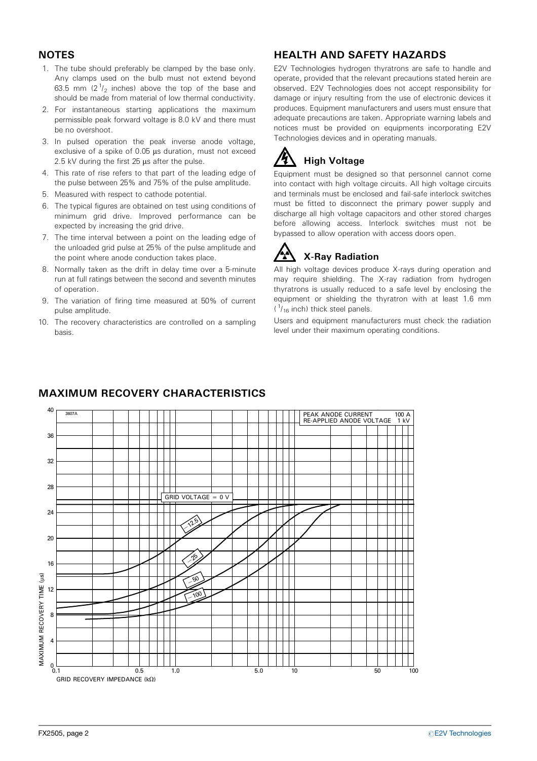## NOTES

1. The tube should preferably be clamped by the base only. Any clamps used on the bulb must not extend beyond 63.5 mm ($2\,^1/_2$ inches) above the top of the base and should be made from material of low thermal conductivity.
2. For instantaneous starting applications the maximum permissible peak forward voltage is 8.0 kV and there must be no overshoot.
3. In pulsed operation the peak inverse anode voltage, exclusive of a spike of 0.05 μs duration, must not exceed 2.5 kV during the first 25 μs after the pulse.
4. This rate of rise refers to that part of the leading edge of the pulse between 25% and 75% of the pulse amplitude.
5. Measured with respect to cathode potential.
6. The typical figures are obtained on test using conditions of minimum grid drive. Improved performance can be expected by increasing the grid drive.
7. The time interval between a point on the leading edge of the unloaded grid pulse at 25% of the pulse amplitude and the point where anode conduction takes place.
8. Normally taken as the drift in delay time over a 5-minute run at full ratings between the second and seventh minutes of operation.
9. The variation of firing time measured at 50% of current pulse amplitude.
10. The recovery characteristics are controlled on a sampling basis.

## HEALTH AND SAFETY HAZARDS

E2V Technologies hydrogen thyratrons are safe to handle and operate, provided that the relevant precautions stated herein are observed. E2V Technologies does not accept responsibility for damage or injury resulting from the use of electronic devices it produces. Equipment manufacturers and users must ensure that adequate precautions are taken. Appropriate warning labels and notices must be provided on equipments incorporating E2V Technologies devices and in operating manuals.

### High Voltage

Equipment must be designed so that personnel cannot come into contact with high voltage circuits. All high voltage circuits and terminals must be enclosed and fail-safe interlock switches must be fitted to disconnect the primary power supply and discharge all high voltage capacitors and other stored charges before allowing access. Interlock switches must not be bypassed to allow operation with access doors open.

### X-Ray Radiation

All high voltage devices produce X-rays during operation and may require shielding. The X-ray radiation from hydrogen thyratrons is usually reduced to a safe level by enclosing the equipment or shielding the thyratron with at least 1.6 mm ($^1/_{16}$ inch) thick steel panels.

Users and equipment manufacturers must check the radiation level under their maximum operating conditions.

## MAXIMUM RECOVERY CHARACTERISTICS

3607A

PEAK ANODE CURRENT 100 A
RE-APPLIED ANODE VOLTAGE 1 kV

GRID VOLTAGE = 0 V; −12.5; −25; −50; −100

MAXIMUM RECOVERY TIME (μs)

GRID RECOVERY IMPEDANCE (kΩ)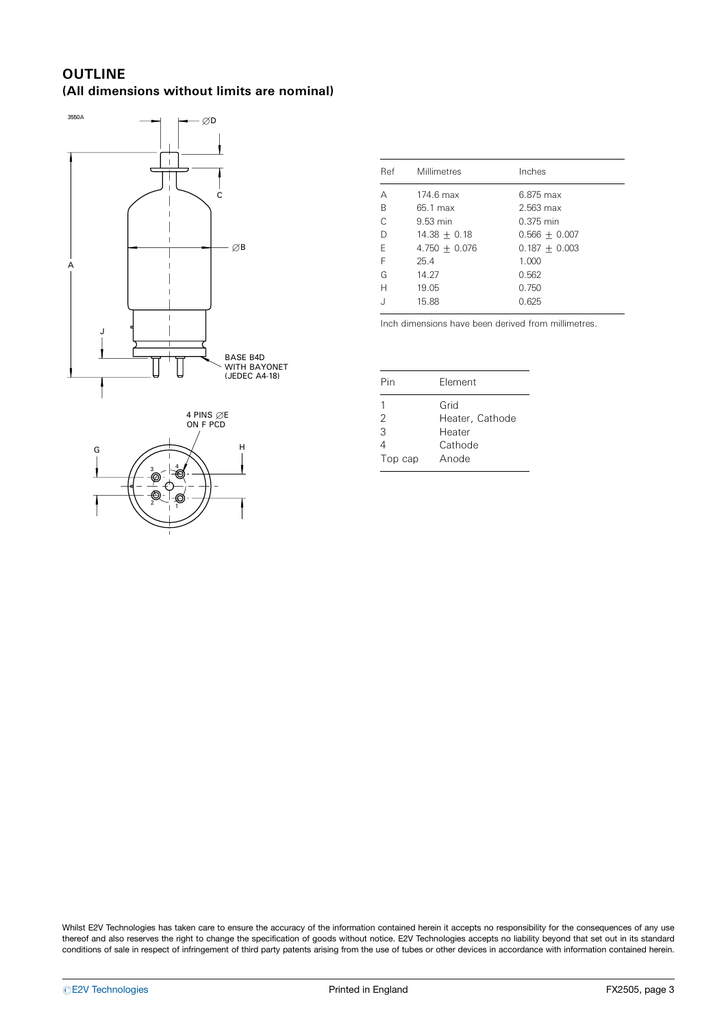## OUTLINE
### (All dimensions without limits are nominal)

3550A

ØD

C

ØB

A

J

BASE B4D
WITH BAYONET
(JEDEC A4-18)

4 PINS ØE
ON F PCD

G

H

| Ref | Millimetres | Inches |
|---|---|---|
| A | 174.6 max | 6.875 max |
| B | 65.1 max | 2.563 max |
| C | 9.53 min | 0.375 min |
| D | 14.38 ± 0.18 | 0.566 ± 0.007 |
| E | 4.750 ± 0.076 | 0.187 ± 0.003 |
| F | 25.4 | 1.000 |
| G | 14.27 | 0.562 |
| H | 19.05 | 0.750 |
| J | 15.88 | 0.625 |

Inch dimensions have been derived from millimetres.

| Pin | Element |
|---|---|
| 1 | Grid |
| 2 | Heater, Cathode |
| 3 | Heater |
| 4 | Cathode |
| Top cap | Anode |

Whilst E2V Technologies has taken care to ensure the accuracy of the information contained herein it accepts no responsibility for the consequences of any use thereof and also reserves the right to change the specification of goods without notice. E2V Technologies accepts no liability beyond that set out in its standard conditions of sale in respect of infringement of third party patents arising from the use of tubes or other devices in accordance with information contained herein.